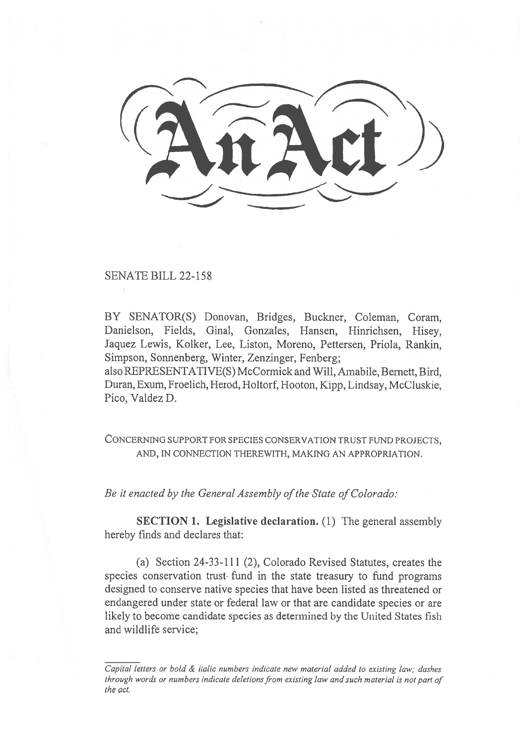# An Act

SENATE BILL 22-158

BY SENATOR(S) Donovan, Bridges, Buckner, Coleman, Coram, Danielson, Fields, Ginal, Gonzales, Hansen, Hinrichsen, Hisey, Jaquez Lewis, Kolker, Lee, Liston, Moreno, Pettersen, Priola, Rankin, Simpson, Sonnenberg, Winter, Zenzinger, Fenberg;
also REPRESENTATIVE(S) McCormick and Will, Amabile, Bernett, Bird, Duran, Exum, Froelich, Herod, Holtorf, Hooton, Kipp, Lindsay, McCluskie, Pico, Valdez D.

CONCERNING SUPPORT FOR SPECIES CONSERVATION TRUST FUND PROJECTS, AND, IN CONNECTION THEREWITH, MAKING AN APPROPRIATION.

*Be it enacted by the General Assembly of the State of Colorado:*

**SECTION 1. Legislative declaration.** (1) The general assembly hereby finds and declares that:

(a) Section 24-33-111 (2), Colorado Revised Statutes, creates the species conservation trust fund in the state treasury to fund programs designed to conserve native species that have been listed as threatened or endangered under state or federal law or that are candidate species or are likely to become candidate species as determined by the United States fish and wildlife service;

*Capital letters or bold & italic numbers indicate new material added to existing law; dashes through words or numbers indicate deletions from existing law and such material is not part of the act.*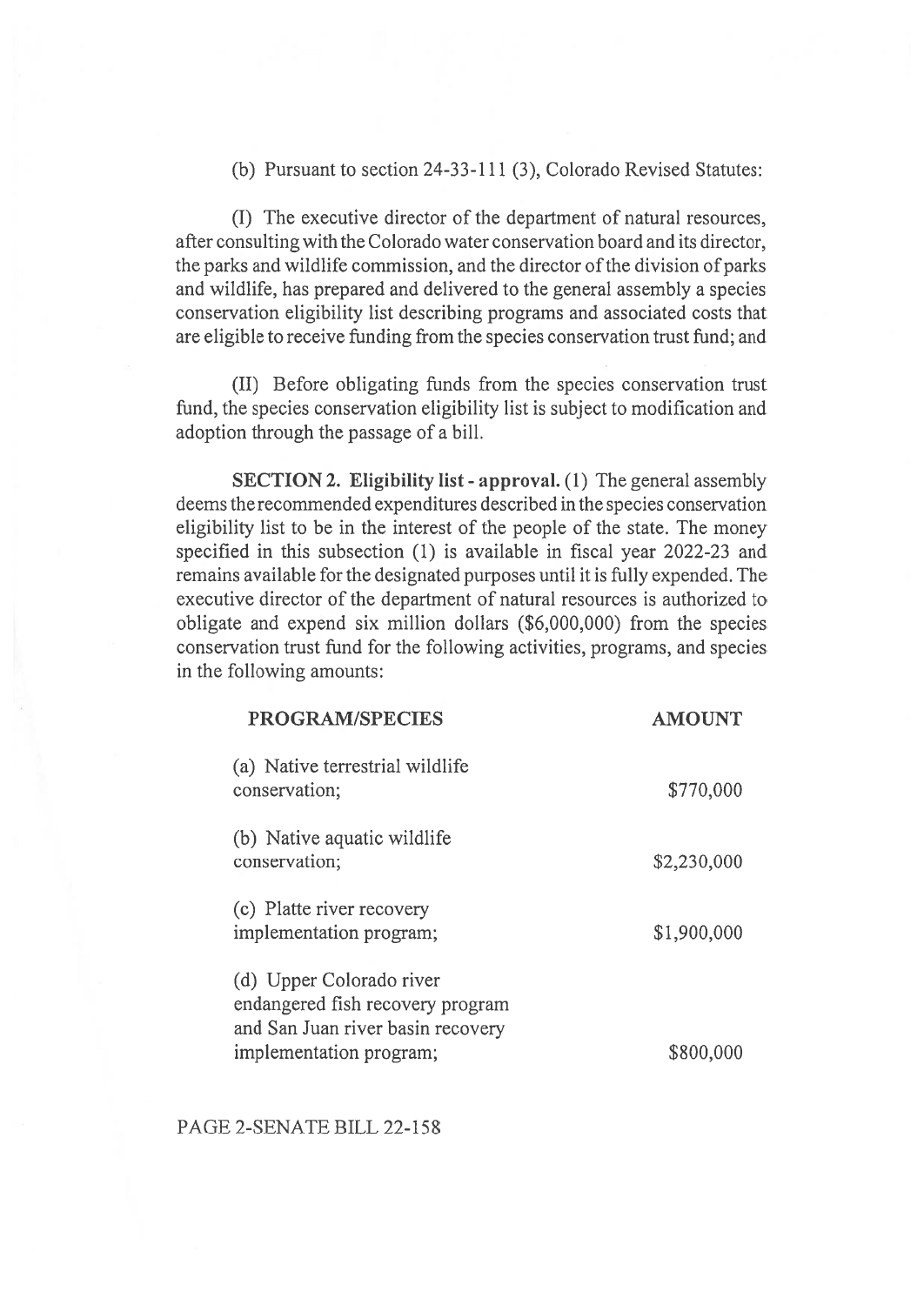(b) Pursuant to section 24-33-111 (3), Colorado Revised Statutes:

(I) The executive director of the department of natural resources, after consulting with the Colorado water conservation board and its director, the parks and wildlife commission, and the director of the division of parks and wildlife, has prepared and delivered to the general assembly a species conservation eligibility list describing programs and associated costs that are eligible to receive funding from the species conservation trust fund; and

(II) Before obligating funds from the species conservation trust fund, the species conservation eligibility list is subject to modification and adoption through the passage of a bill.

**SECTION 2. Eligibility list - approval.** (1) The general assembly deems the recommended expenditures described in the species conservation eligibility list to be in the interest of the people of the state. The money specified in this subsection (1) is available in fiscal year 2022-23 and remains available for the designated purposes until it is fully expended. The executive director of the department of natural resources is authorized to obligate and expend six million dollars ($6,000,000) from the species conservation trust fund for the following activities, programs, and species in the following amounts:

| PROGRAM/SPECIES | AMOUNT |
| --- | --- |
| (a) Native terrestrial wildlife conservation; | $770,000 |
| (b) Native aquatic wildlife conservation; | $2,230,000 |
| (c) Platte river recovery implementation program; | $1,900,000 |
| (d) Upper Colorado river endangered fish recovery program and San Juan river basin recovery implementation program; | $800,000 |

PAGE 2-SENATE BILL 22-158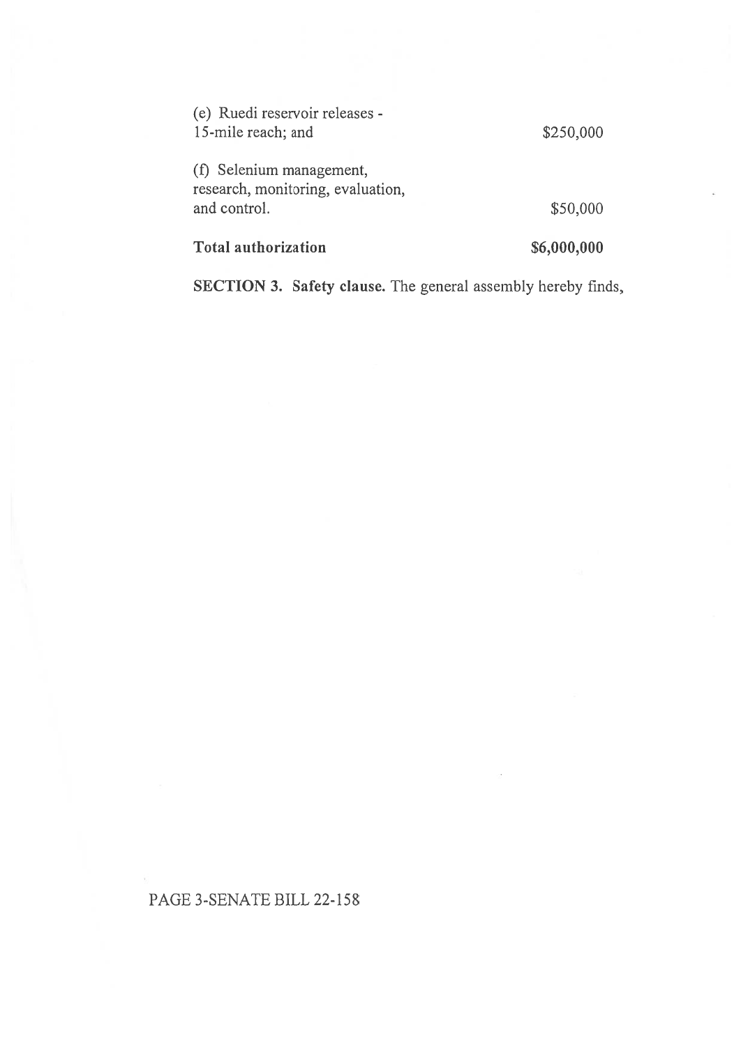| | |
|---|---|
| (e) Ruedi reservoir releases - 15-mile reach; and | $250,000 |
| (f) Selenium management, research, monitoring, evaluation, and control. | $50,000 |
| **Total authorization** | **$6,000,000** |

**SECTION 3. Safety clause.** The general assembly hereby finds,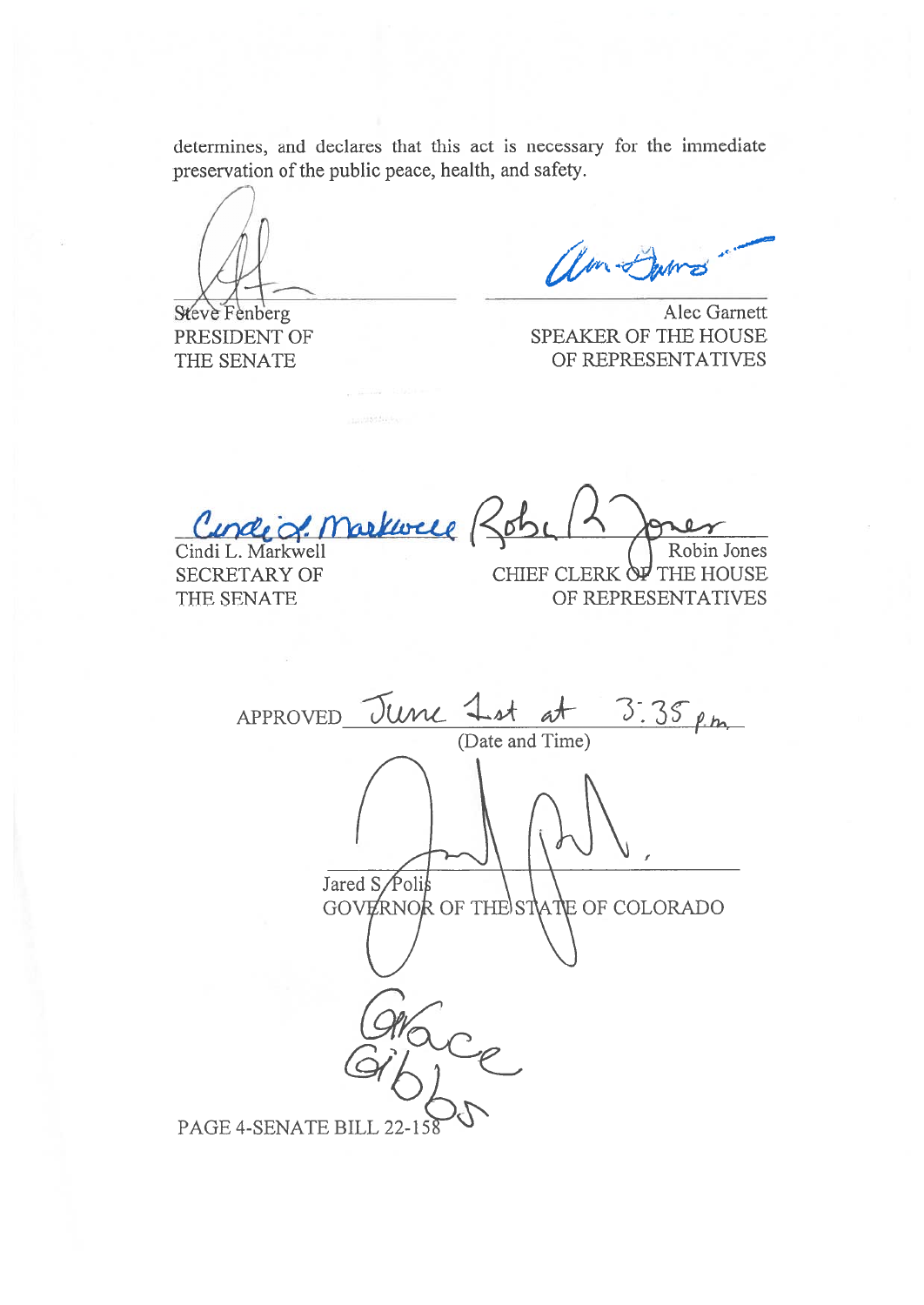determines, and declares that this act is necessary for the immediate preservation of the public peace, health, and safety.

Steve Fenberg
PRESIDENT OF
THE SENATE

Alec Garnett
SPEAKER OF THE HOUSE
OF REPRESENTATIVES

Cindi L. Markwell
SECRETARY OF
THE SENATE

Robin Jones
CHIEF CLERK OF THE HOUSE
OF REPRESENTATIVES

APPROVED June 1st at 3:35 p.m.
(Date and Time)

Jared S. Polis
GOVERNOR OF THE STATE OF COLORADO

Grace Gibbs

PAGE 4-SENATE BILL 22-158